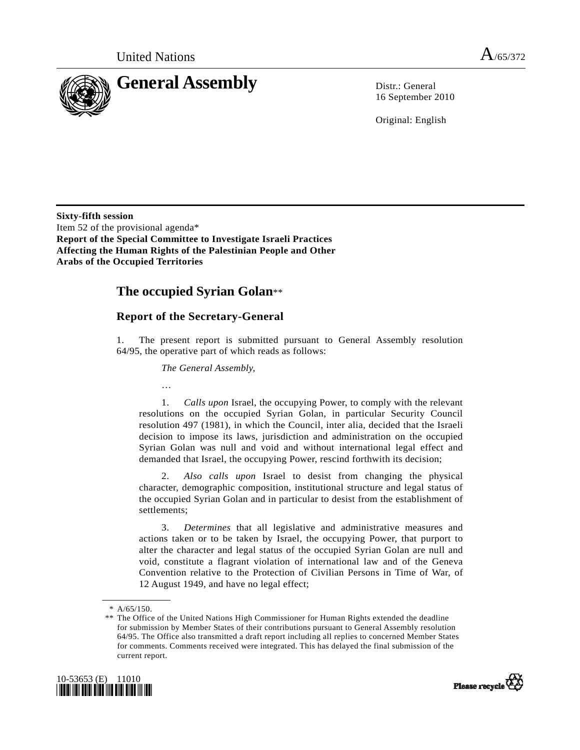United Nations A/65/372

# General Assembly

Distr.: General
16 September 2010

Original: English

**Sixty-fifth session**
Item 52 of the provisional agenda*
**Report of the Special Committee to Investigate Israeli Practices Affecting the Human Rights of the Palestinian People and Other Arabs of the Occupied Territories**

## The occupied Syrian Golan**

## Report of the Secretary-General

1. The present report is submitted pursuant to General Assembly resolution 64/95, the operative part of which reads as follows:

> *The General Assembly,*
>
> …
>
> 1. *Calls upon* Israel, the occupying Power, to comply with the relevant resolutions on the occupied Syrian Golan, in particular Security Council resolution 497 (1981), in which the Council, inter alia, decided that the Israeli decision to impose its laws, jurisdiction and administration on the occupied Syrian Golan was null and void and without international legal effect and demanded that Israel, the occupying Power, rescind forthwith its decision;
>
> 2. *Also calls upon* Israel to desist from changing the physical character, demographic composition, institutional structure and legal status of the occupied Syrian Golan and in particular to desist from the establishment of settlements;
>
> 3. *Determines* that all legislative and administrative measures and actions taken or to be taken by Israel, the occupying Power, that purport to alter the character and legal status of the occupied Syrian Golan are null and void, constitute a flagrant violation of international law and of the Geneva Convention relative to the Protection of Civilian Persons in Time of War, of 12 August 1949, and have no legal effect;

---

\* A/65/150.

\*\* The Office of the United Nations High Commissioner for Human Rights extended the deadline for submission by Member States of their contributions pursuant to General Assembly resolution 64/95. The Office also transmitted a draft report including all replies to concerned Member States for comments. Comments received were integrated. This has delayed the final submission of the current report.

10-53653 (E) 11010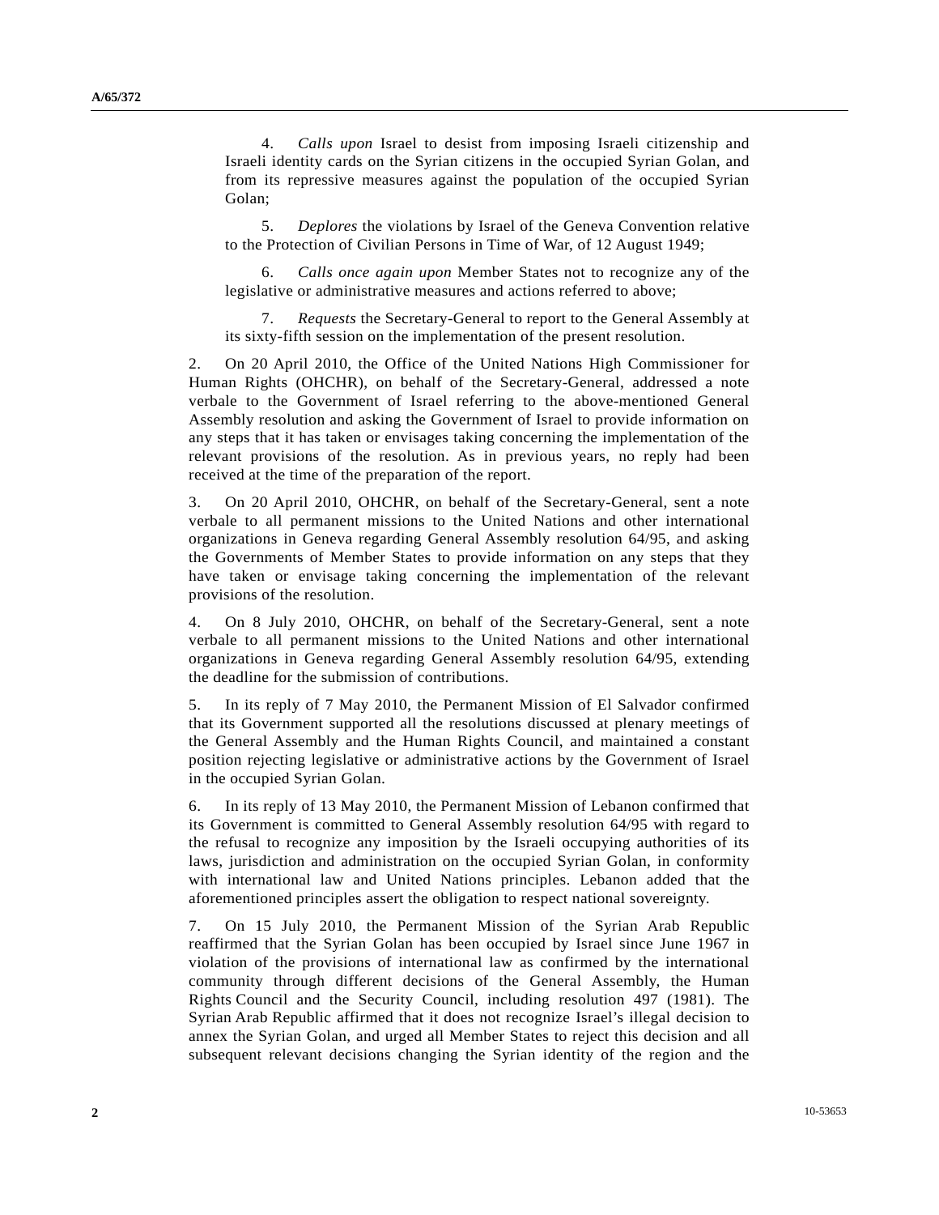4. *Calls upon* Israel to desist from imposing Israeli citizenship and Israeli identity cards on the Syrian citizens in the occupied Syrian Golan, and from its repressive measures against the population of the occupied Syrian Golan;

5. *Deplores* the violations by Israel of the Geneva Convention relative to the Protection of Civilian Persons in Time of War, of 12 August 1949;

6. *Calls once again upon* Member States not to recognize any of the legislative or administrative measures and actions referred to above;

7. *Requests* the Secretary-General to report to the General Assembly at its sixty-fifth session on the implementation of the present resolution.

2. On 20 April 2010, the Office of the United Nations High Commissioner for Human Rights (OHCHR), on behalf of the Secretary-General, addressed a note verbale to the Government of Israel referring to the above-mentioned General Assembly resolution and asking the Government of Israel to provide information on any steps that it has taken or envisages taking concerning the implementation of the relevant provisions of the resolution. As in previous years, no reply had been received at the time of the preparation of the report.

3. On 20 April 2010, OHCHR, on behalf of the Secretary-General, sent a note verbale to all permanent missions to the United Nations and other international organizations in Geneva regarding General Assembly resolution 64/95, and asking the Governments of Member States to provide information on any steps that they have taken or envisage taking concerning the implementation of the relevant provisions of the resolution.

4. On 8 July 2010, OHCHR, on behalf of the Secretary-General, sent a note verbale to all permanent missions to the United Nations and other international organizations in Geneva regarding General Assembly resolution 64/95, extending the deadline for the submission of contributions.

5. In its reply of 7 May 2010, the Permanent Mission of El Salvador confirmed that its Government supported all the resolutions discussed at plenary meetings of the General Assembly and the Human Rights Council, and maintained a constant position rejecting legislative or administrative actions by the Government of Israel in the occupied Syrian Golan.

6. In its reply of 13 May 2010, the Permanent Mission of Lebanon confirmed that its Government is committed to General Assembly resolution 64/95 with regard to the refusal to recognize any imposition by the Israeli occupying authorities of its laws, jurisdiction and administration on the occupied Syrian Golan, in conformity with international law and United Nations principles. Lebanon added that the aforementioned principles assert the obligation to respect national sovereignty.

7. On 15 July 2010, the Permanent Mission of the Syrian Arab Republic reaffirmed that the Syrian Golan has been occupied by Israel since June 1967 in violation of the provisions of international law as confirmed by the international community through different decisions of the General Assembly, the Human Rights Council and the Security Council, including resolution 497 (1981). The Syrian Arab Republic affirmed that it does not recognize Israel's illegal decision to annex the Syrian Golan, and urged all Member States to reject this decision and all subsequent relevant decisions changing the Syrian identity of the region and the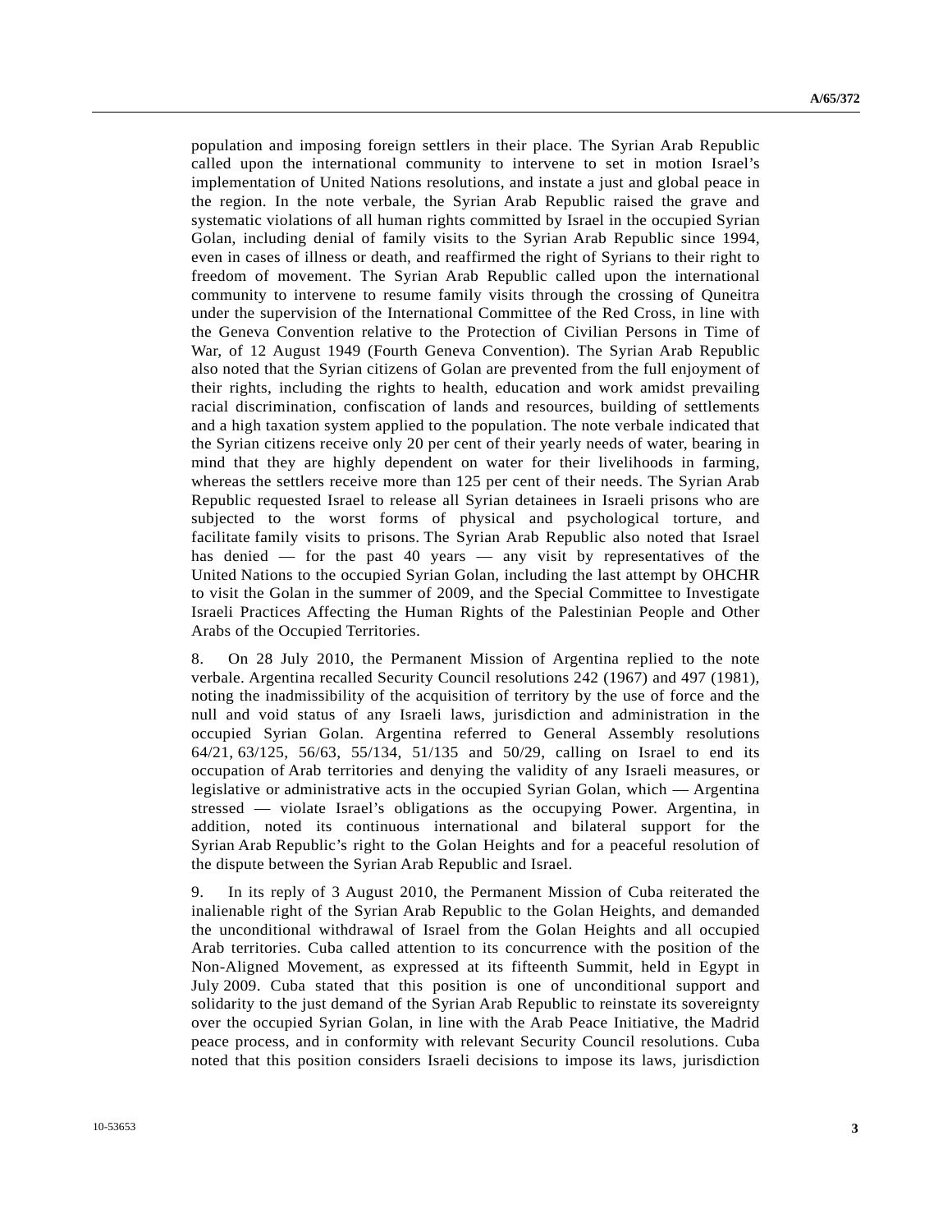population and imposing foreign settlers in their place. The Syrian Arab Republic called upon the international community to intervene to set in motion Israel's implementation of United Nations resolutions, and instate a just and global peace in the region. In the note verbale, the Syrian Arab Republic raised the grave and systematic violations of all human rights committed by Israel in the occupied Syrian Golan, including denial of family visits to the Syrian Arab Republic since 1994, even in cases of illness or death, and reaffirmed the right of Syrians to their right to freedom of movement. The Syrian Arab Republic called upon the international community to intervene to resume family visits through the crossing of Quneitra under the supervision of the International Committee of the Red Cross, in line with the Geneva Convention relative to the Protection of Civilian Persons in Time of War, of 12 August 1949 (Fourth Geneva Convention). The Syrian Arab Republic also noted that the Syrian citizens of Golan are prevented from the full enjoyment of their rights, including the rights to health, education and work amidst prevailing racial discrimination, confiscation of lands and resources, building of settlements and a high taxation system applied to the population. The note verbale indicated that the Syrian citizens receive only 20 per cent of their yearly needs of water, bearing in mind that they are highly dependent on water for their livelihoods in farming, whereas the settlers receive more than 125 per cent of their needs. The Syrian Arab Republic requested Israel to release all Syrian detainees in Israeli prisons who are subjected to the worst forms of physical and psychological torture, and facilitate family visits to prisons. The Syrian Arab Republic also noted that Israel has denied — for the past 40 years — any visit by representatives of the United Nations to the occupied Syrian Golan, including the last attempt by OHCHR to visit the Golan in the summer of 2009, and the Special Committee to Investigate Israeli Practices Affecting the Human Rights of the Palestinian People and Other Arabs of the Occupied Territories.

8. On 28 July 2010, the Permanent Mission of Argentina replied to the note verbale. Argentina recalled Security Council resolutions 242 (1967) and 497 (1981), noting the inadmissibility of the acquisition of territory by the use of force and the null and void status of any Israeli laws, jurisdiction and administration in the occupied Syrian Golan. Argentina referred to General Assembly resolutions 64/21, 63/125, 56/63, 55/134, 51/135 and 50/29, calling on Israel to end its occupation of Arab territories and denying the validity of any Israeli measures, or legislative or administrative acts in the occupied Syrian Golan, which — Argentina stressed — violate Israel's obligations as the occupying Power. Argentina, in addition, noted its continuous international and bilateral support for the Syrian Arab Republic's right to the Golan Heights and for a peaceful resolution of the dispute between the Syrian Arab Republic and Israel.

9. In its reply of 3 August 2010, the Permanent Mission of Cuba reiterated the inalienable right of the Syrian Arab Republic to the Golan Heights, and demanded the unconditional withdrawal of Israel from the Golan Heights and all occupied Arab territories. Cuba called attention to its concurrence with the position of the Non-Aligned Movement, as expressed at its fifteenth Summit, held in Egypt in July 2009. Cuba stated that this position is one of unconditional support and solidarity to the just demand of the Syrian Arab Republic to reinstate its sovereignty over the occupied Syrian Golan, in line with the Arab Peace Initiative, the Madrid peace process, and in conformity with relevant Security Council resolutions. Cuba noted that this position considers Israeli decisions to impose its laws, jurisdiction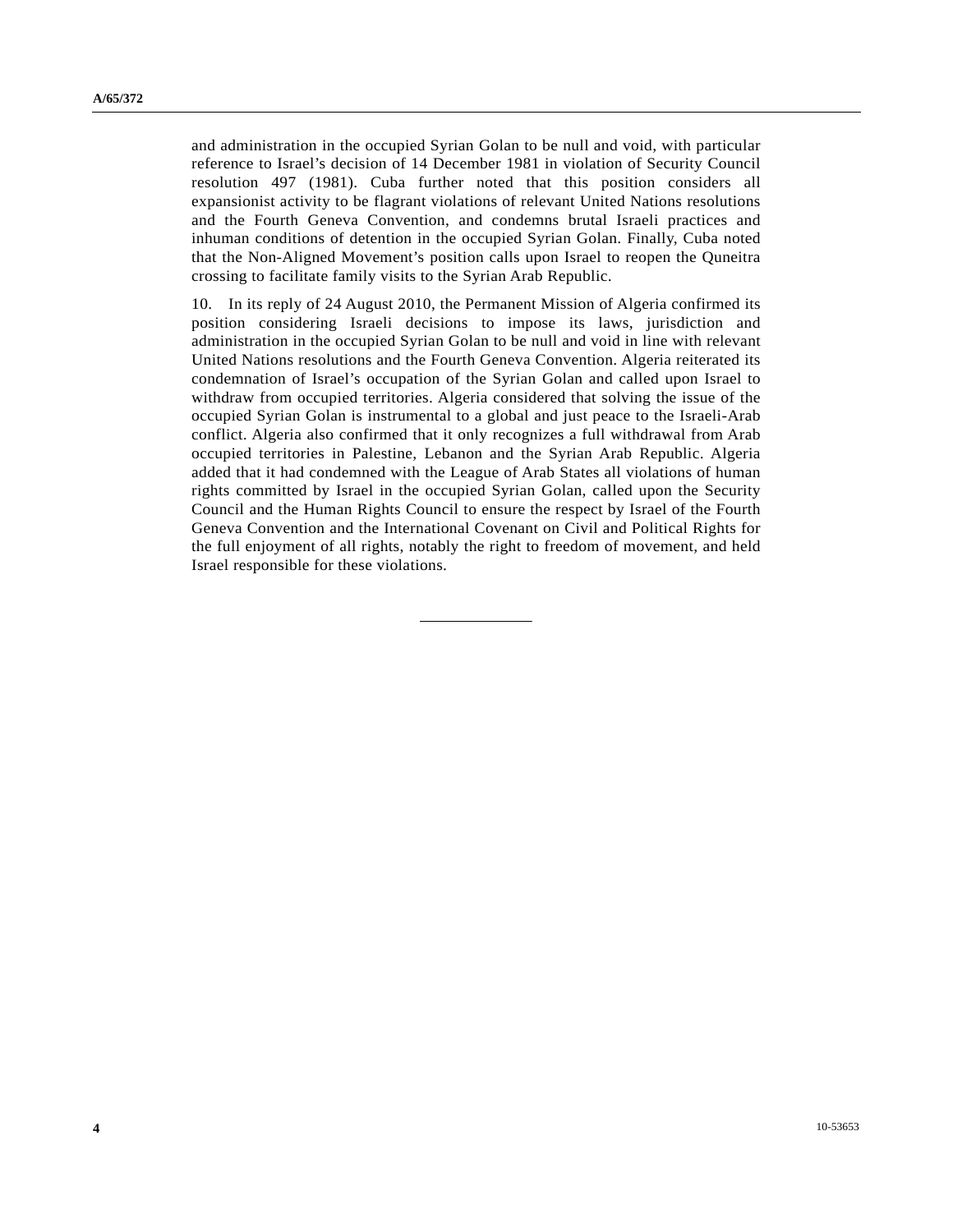and administration in the occupied Syrian Golan to be null and void, with particular reference to Israel's decision of 14 December 1981 in violation of Security Council resolution 497 (1981). Cuba further noted that this position considers all expansionist activity to be flagrant violations of relevant United Nations resolutions and the Fourth Geneva Convention, and condemns brutal Israeli practices and inhuman conditions of detention in the occupied Syrian Golan. Finally, Cuba noted that the Non-Aligned Movement's position calls upon Israel to reopen the Quneitra crossing to facilitate family visits to the Syrian Arab Republic.

10. In its reply of 24 August 2010, the Permanent Mission of Algeria confirmed its position considering Israeli decisions to impose its laws, jurisdiction and administration in the occupied Syrian Golan to be null and void in line with relevant United Nations resolutions and the Fourth Geneva Convention. Algeria reiterated its condemnation of Israel's occupation of the Syrian Golan and called upon Israel to withdraw from occupied territories. Algeria considered that solving the issue of the occupied Syrian Golan is instrumental to a global and just peace to the Israeli-Arab conflict. Algeria also confirmed that it only recognizes a full withdrawal from Arab occupied territories in Palestine, Lebanon and the Syrian Arab Republic. Algeria added that it had condemned with the League of Arab States all violations of human rights committed by Israel in the occupied Syrian Golan, called upon the Security Council and the Human Rights Council to ensure the respect by Israel of the Fourth Geneva Convention and the International Covenant on Civil and Political Rights for the full enjoyment of all rights, notably the right to freedom of movement, and held Israel responsible for these violations.